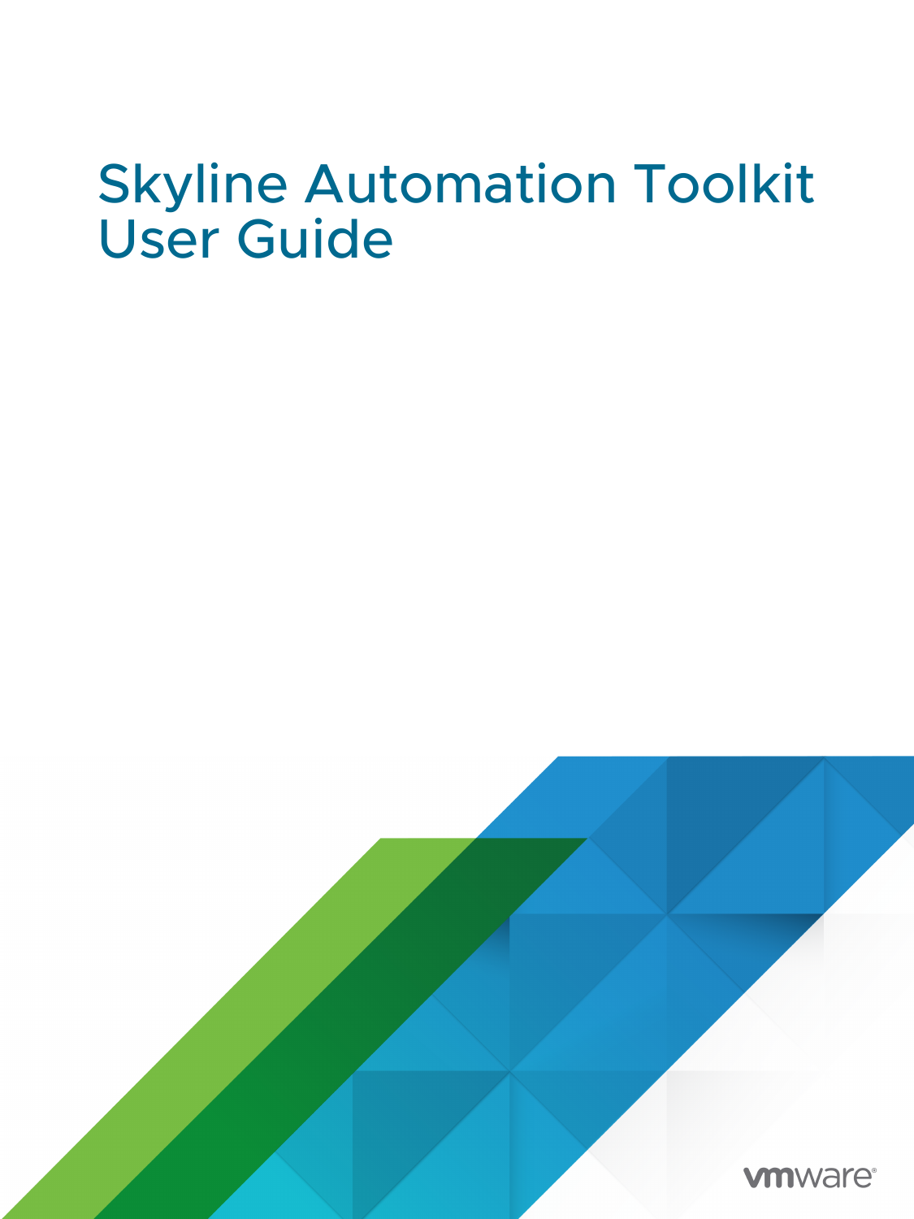# Skyline Automation Toolkit User Guide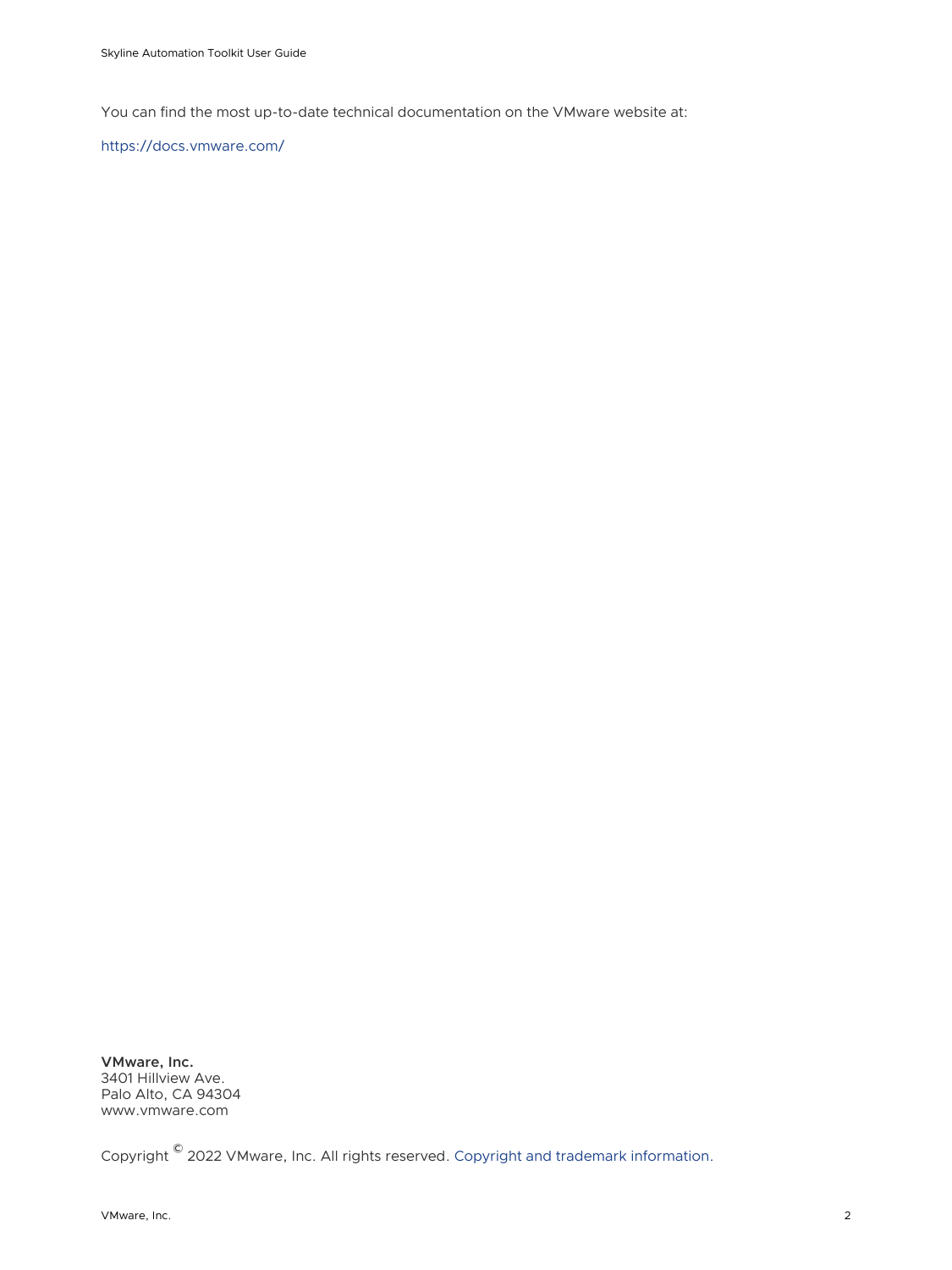You can find the most up-to-date technical documentation on the VMware website at:

https://docs.vmware.com/

**VMware, Inc.**
3401 Hillview Ave.
Palo Alto, CA 94304
www.vmware.com

Copyright © 2022 VMware, Inc. All rights reserved. Copyright and trademark information.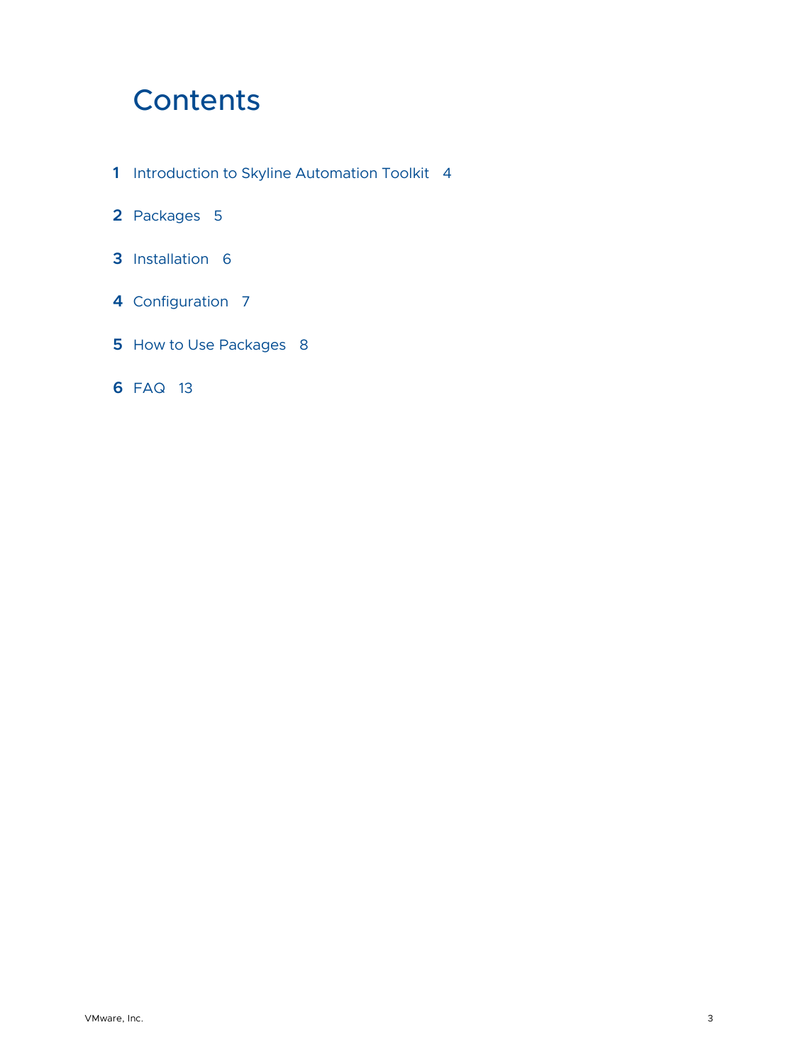# Contents

1 Introduction to Skyline Automation Toolkit 4

2 Packages 5

3 Installation 6

4 Configuration 7

5 How to Use Packages 8

6 FAQ 13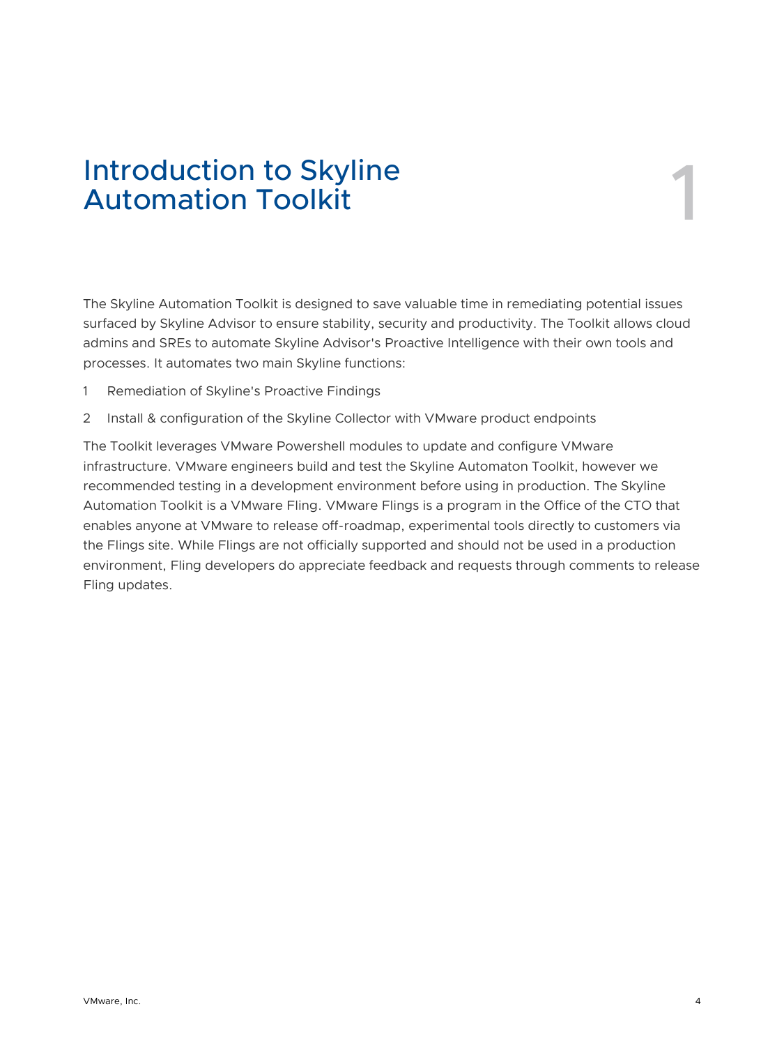# 1 Introduction to Skyline Automation Toolkit

The Skyline Automation Toolkit is designed to save valuable time in remediating potential issues surfaced by Skyline Advisor to ensure stability, security and productivity. The Toolkit allows cloud admins and SREs to automate Skyline Advisor's Proactive Intelligence with their own tools and processes. It automates two main Skyline functions:

1. Remediation of Skyline's Proactive Findings
2. Install & configuration of the Skyline Collector with VMware product endpoints

The Toolkit leverages VMware Powershell modules to update and configure VMware infrastructure. VMware engineers build and test the Skyline Automaton Toolkit, however we recommended testing in a development environment before using in production. The Skyline Automation Toolkit is a VMware Fling. VMware Flings is a program in the Office of the CTO that enables anyone at VMware to release off-roadmap, experimental tools directly to customers via the Flings site. While Flings are not officially supported and should not be used in a production environment, Fling developers do appreciate feedback and requests through comments to release Fling updates.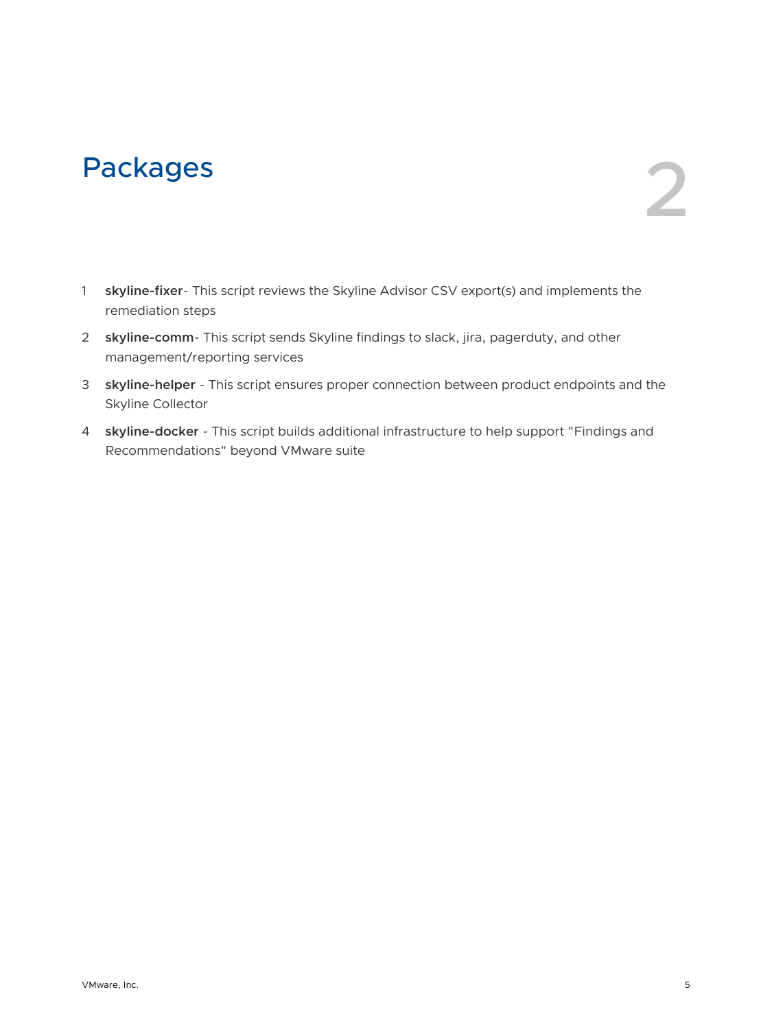# Packages

1. **skyline-fixer**- This script reviews the Skyline Advisor CSV export(s) and implements the remediation steps
2. **skyline-comm**- This script sends Skyline findings to slack, jira, pagerduty, and other management/reporting services
3. **skyline-helper** - This script ensures proper connection between product endpoints and the Skyline Collector
4. **skyline-docker** - This script builds additional infrastructure to help support "Findings and Recommendations" beyond VMware suite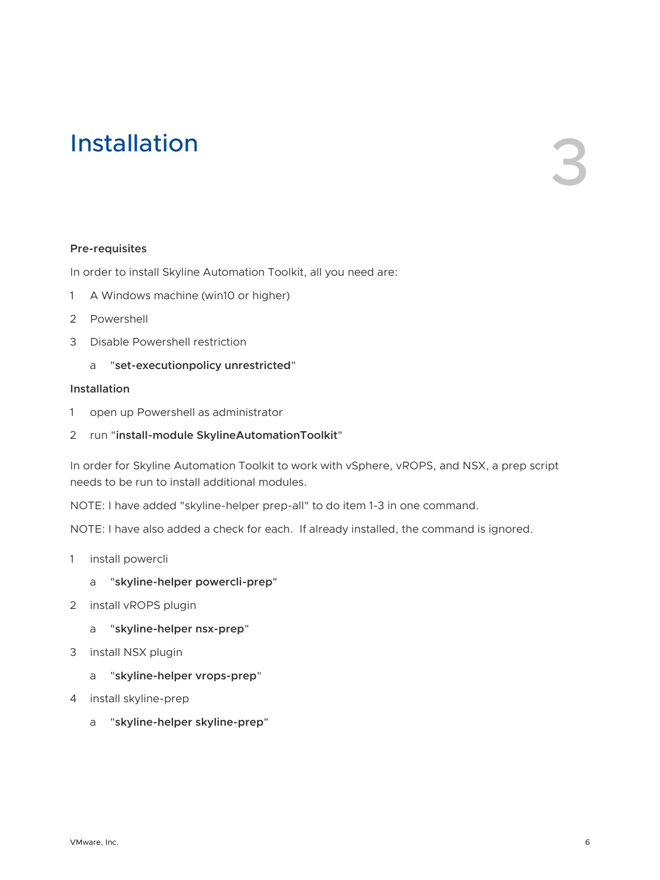# 3 Installation

**Pre-requisites**

In order to install Skyline Automation Toolkit, all you need are:

1. A Windows machine (win10 or higher)
2. Powershell
3. Disable Powershell restriction
   a. "**set-executionpolicy unrestricted**"

**Installation**

1. open up Powershell as administrator
2. run "**install-module SkylineAutomationToolkit**"

In order for Skyline Automation Toolkit to work with vSphere, vROPS, and NSX, a prep script needs to be run to install additional modules.

NOTE: I have added "skyline-helper prep-all" to do item 1-3 in one command.

NOTE: I have also added a check for each. If already installed, the command is ignored.

1. install powercli
   a. "**skyline-helper powercli-prep**"
2. install vROPS plugin
   a. "**skyline-helper nsx-prep**"
3. install NSX plugin
   a. "**skyline-helper vrops-prep**"
4. install skyline-prep
   a. "**skyline-helper skyline-prep**"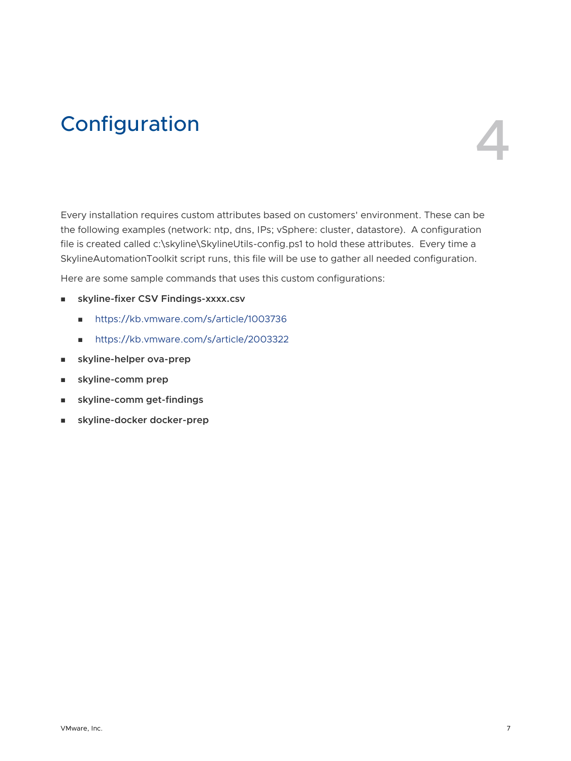# 4 Configuration

Every installation requires custom attributes based on customers' environment. These can be the following examples (network: ntp, dns, IPs; vSphere: cluster, datastore). A configuration file is created called c:\skyline\SkylineUtils-config.ps1 to hold these attributes. Every time a SkylineAutomationToolkit script runs, this file will be use to gather all needed configuration.

Here are some sample commands that uses this custom configurations:

- **skyline-fixer CSV Findings-xxxx.csv**
  - https://kb.vmware.com/s/article/1003736
  - https://kb.vmware.com/s/article/2003322
- **skyline-helper ova-prep**
- **skyline-comm prep**
- **skyline-comm get-findings**
- **skyline-docker docker-prep**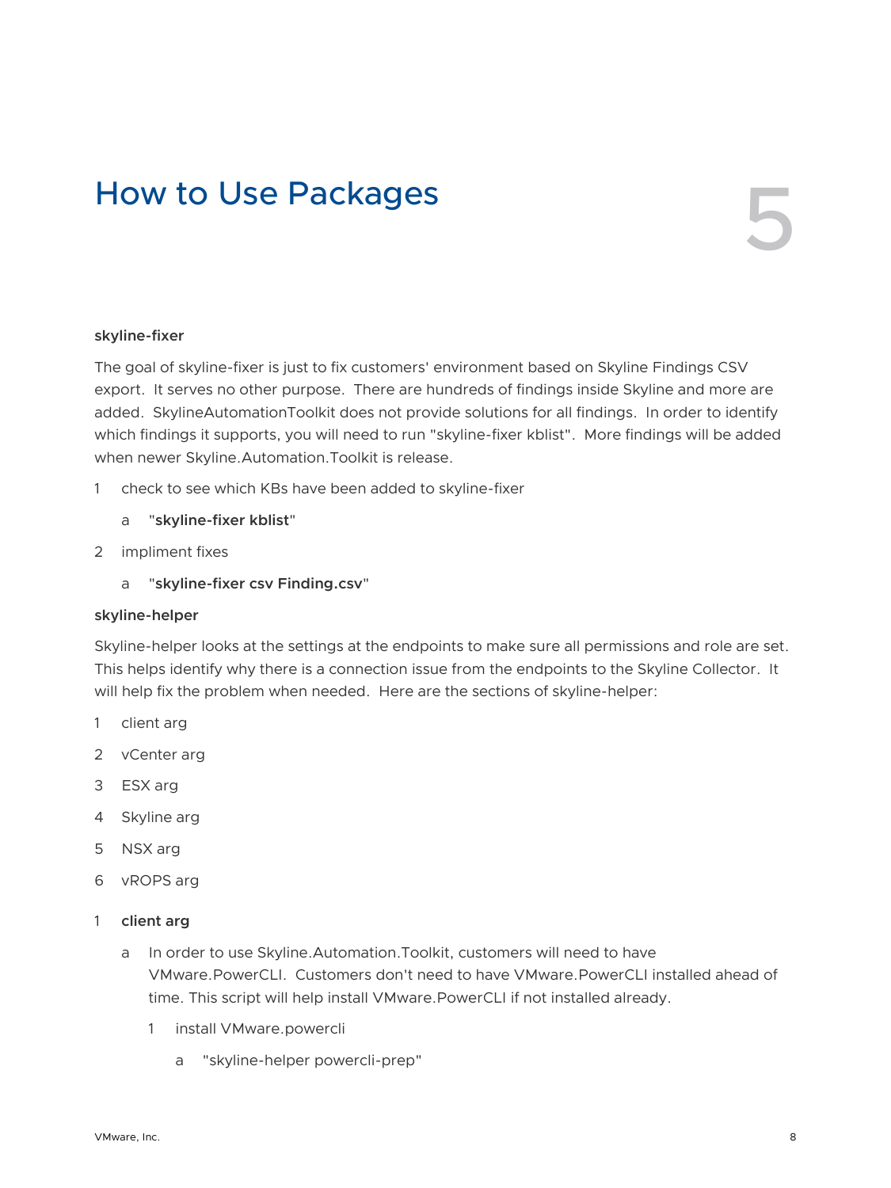# How to Use Packages

5

**skyline-fixer**

The goal of skyline-fixer is just to fix customers' environment based on Skyline Findings CSV export.  It serves no other purpose.  There are hundreds of findings inside Skyline and more are added.  SkylineAutomationToolkit does not provide solutions for all findings.  In order to identify which findings it supports, you will need to run "skyline-fixer kblist".  More findings will be added when newer Skyline.Automation.Toolkit is release.

1. check to see which KBs have been added to skyline-fixer
   - a. "**skyline-fixer kblist**"
2. impliment fixes
   - a. "**skyline-fixer csv Finding.csv**"

**skyline-helper**

Skyline-helper looks at the settings at the endpoints to make sure all permissions and role are set. This helps identify why there is a connection issue from the endpoints to the Skyline Collector.  It will help fix the problem when needed.  Here are the sections of skyline-helper:

1. client arg
2. vCenter arg
3. ESX arg
4. Skyline arg
5. NSX arg
6. vROPS arg

1. **client arg**
   - a. In order to use Skyline.Automation.Toolkit, customers will need to have VMware.PowerCLI.  Customers don't need to have VMware.PowerCLI installed ahead of time. This script will help install VMware.PowerCLI if not installed already.
     1. install VMware.powercli
        - a. "skyline-helper powercli-prep"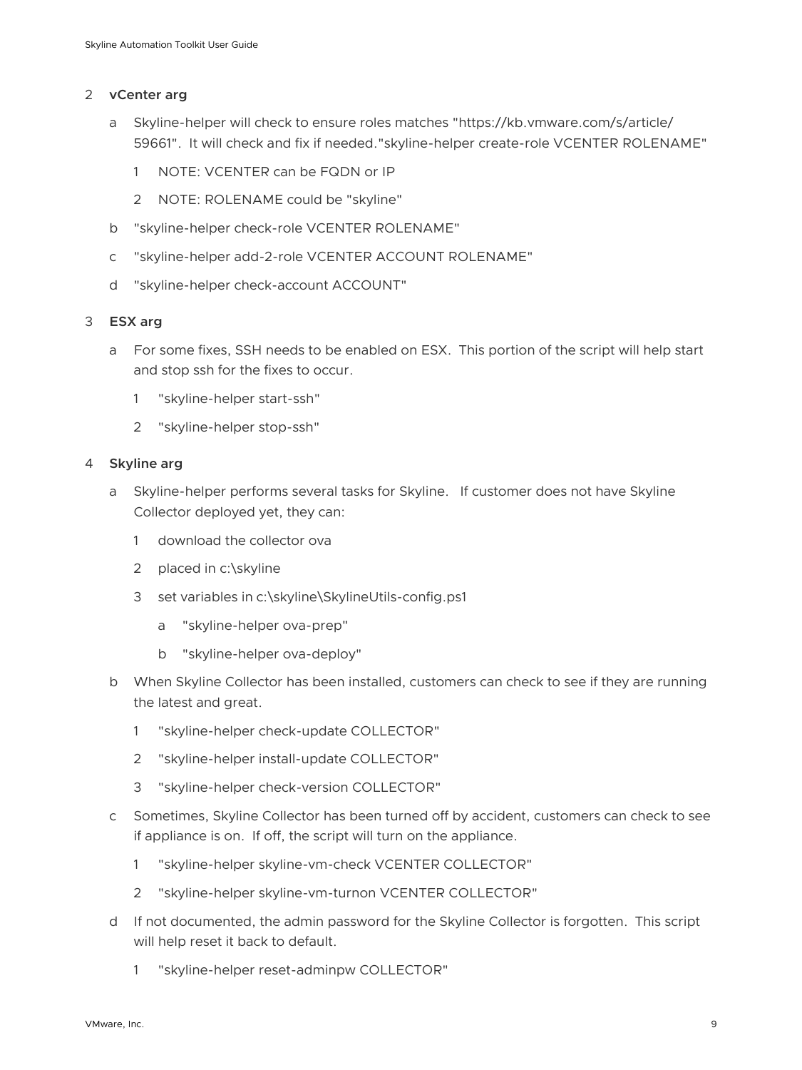2 **vCenter arg**

   a Skyline-helper will check to ensure roles matches "https://kb.vmware.com/s/article/59661". It will check and fix if needed."skyline-helper create-role VCENTER ROLENAME"

      1 NOTE: VCENTER can be FQDN or IP

      2 NOTE: ROLENAME could be "skyline"

   b "skyline-helper check-role VCENTER ROLENAME"

   c "skyline-helper add-2-role VCENTER ACCOUNT ROLENAME"

   d "skyline-helper check-account ACCOUNT"

3 **ESX arg**

   a For some fixes, SSH needs to be enabled on ESX. This portion of the script will help start and stop ssh for the fixes to occur.

      1 "skyline-helper start-ssh"

      2 "skyline-helper stop-ssh"

4 **Skyline arg**

   a Skyline-helper performs several tasks for Skyline. If customer does not have Skyline Collector deployed yet, they can:

      1 download the collector ova

      2 placed in c:\skyline

      3 set variables in c:\skyline\SkylineUtils-config.ps1

         a "skyline-helper ova-prep"

         b "skyline-helper ova-deploy"

   b When Skyline Collector has been installed, customers can check to see if they are running the latest and great.

      1 "skyline-helper check-update COLLECTOR"

      2 "skyline-helper install-update COLLECTOR"

      3 "skyline-helper check-version COLLECTOR"

   c Sometimes, Skyline Collector has been turned off by accident, customers can check to see if appliance is on. If off, the script will turn on the appliance.

      1 "skyline-helper skyline-vm-check VCENTER COLLECTOR"

      2 "skyline-helper skyline-vm-turnon VCENTER COLLECTOR"

   d If not documented, the admin password for the Skyline Collector is forgotten. This script will help reset it back to default.

      1 "skyline-helper reset-adminpw COLLECTOR"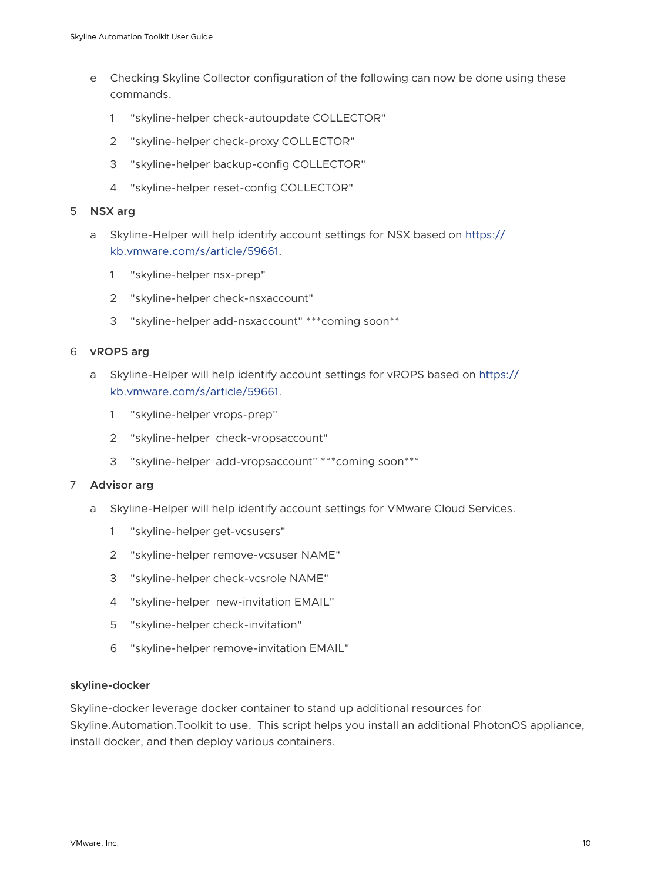e. Checking Skyline Collector configuration of the following can now be done using these commands.

    1. "skyline-helper check-autoupdate COLLECTOR"
    2. "skyline-helper check-proxy COLLECTOR"
    3. "skyline-helper backup-config COLLECTOR"
    4. "skyline-helper reset-config COLLECTOR"

5. **NSX arg**

    a. Skyline-Helper will help identify account settings for NSX based on https://kb.vmware.com/s/article/59661.

        1. "skyline-helper nsx-prep"
        2. "skyline-helper check-nsxaccount"
        3. "skyline-helper add-nsxaccount" ***coming soon**

6. **vROPS arg**

    a. Skyline-Helper will help identify account settings for vROPS based on https://kb.vmware.com/s/article/59661.

        1. "skyline-helper vrops-prep"
        2. "skyline-helper  check-vropsaccount"
        3. "skyline-helper  add-vropsaccount" ***coming soon***

7. **Advisor arg**

    a. Skyline-Helper will help identify account settings for VMware Cloud Services.

        1. "skyline-helper get-vcsusers"
        2. "skyline-helper remove-vcsuser NAME"
        3. "skyline-helper check-vcsrole NAME"
        4. "skyline-helper  new-invitation EMAIL"
        5. "skyline-helper check-invitation"
        6. "skyline-helper remove-invitation EMAIL"

### skyline-docker

Skyline-docker leverage docker container to stand up additional resources for Skyline.Automation.Toolkit to use.  This script helps you install an additional PhotonOS appliance, install docker, and then deploy various containers.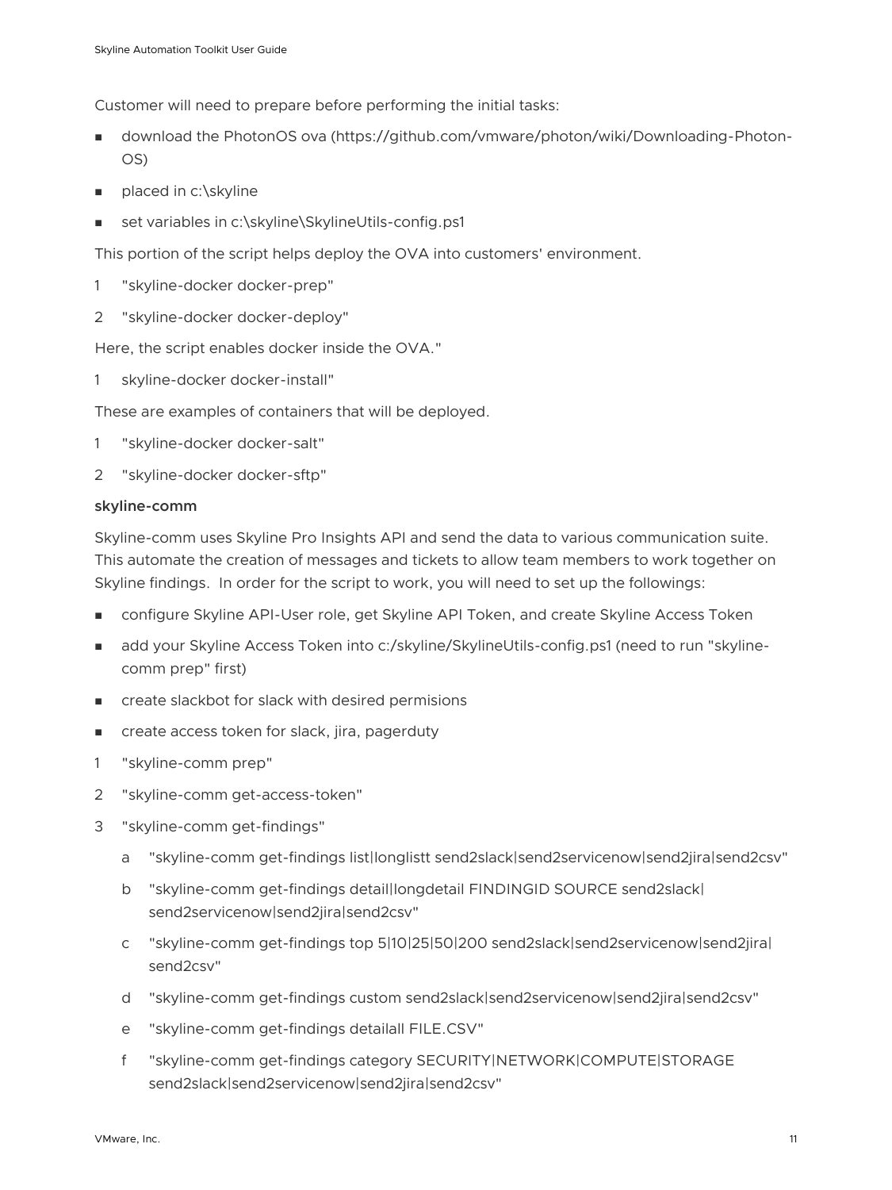Customer will need to prepare before performing the initial tasks:

- download the PhotonOS ova (https://github.com/vmware/photon/wiki/Downloading-Photon-OS)
- placed in c:\skyline
- set variables in c:\skyline\SkylineUtils-config.ps1

This portion of the script helps deploy the OVA into customers' environment.

1. "skyline-docker docker-prep"
2. "skyline-docker docker-deploy"

Here, the script enables docker inside the OVA."

1. skyline-docker docker-install"

These are examples of containers that will be deployed.

1. "skyline-docker docker-salt"
2. "skyline-docker docker-sftp"

**skyline-comm**

Skyline-comm uses Skyline Pro Insights API and send the data to various communication suite. This automate the creation of messages and tickets to allow team members to work together on Skyline findings. In order for the script to work, you will need to set up the followings:

- configure Skyline API-User role, get Skyline API Token, and create Skyline Access Token
- add your Skyline Access Token into c:/skyline/SkylineUtils-config.ps1 (need to run "skyline-comm prep" first)
- create slackbot for slack with desired permisions
- create access token for slack, jira, pagerduty

1. "skyline-comm prep"
2. "skyline-comm get-access-token"
3. "skyline-comm get-findings"
   a. "skyline-comm get-findings list|longlistt send2slack|send2servicenow|send2jira|send2csv"
   b. "skyline-comm get-findings detail|longdetail FINDINGID SOURCE send2slack|send2servicenow|send2jira|send2csv"
   c. "skyline-comm get-findings top 5|10|25|50|200 send2slack|send2servicenow|send2jira|send2csv"
   d. "skyline-comm get-findings custom send2slack|send2servicenow|send2jira|send2csv"
   e. "skyline-comm get-findings detailall FILE.CSV"
   f. "skyline-comm get-findings category SECURITY|NETWORK|COMPUTE|STORAGE send2slack|send2servicenow|send2jira|send2csv"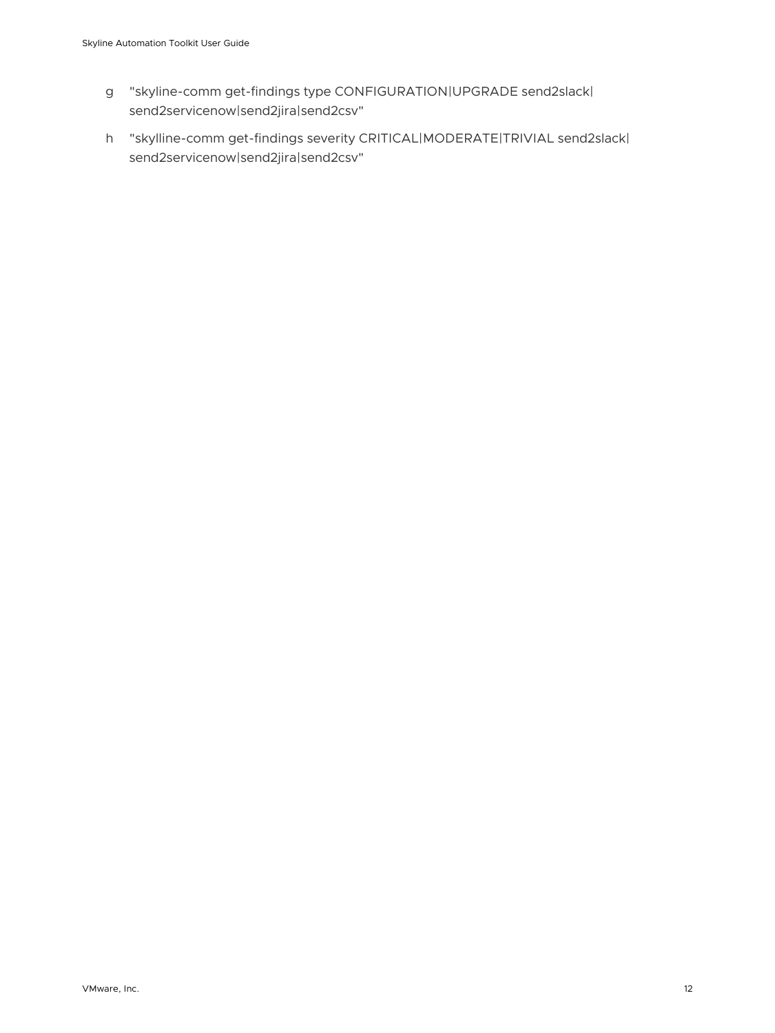g "skyline-comm get-findings type CONFIGURATION|UPGRADE send2slack|send2servicenow|send2jira|send2csv"

h "skylline-comm get-findings severity CRITICAL|MODERATE|TRIVIAL send2slack|send2servicenow|send2jira|send2csv"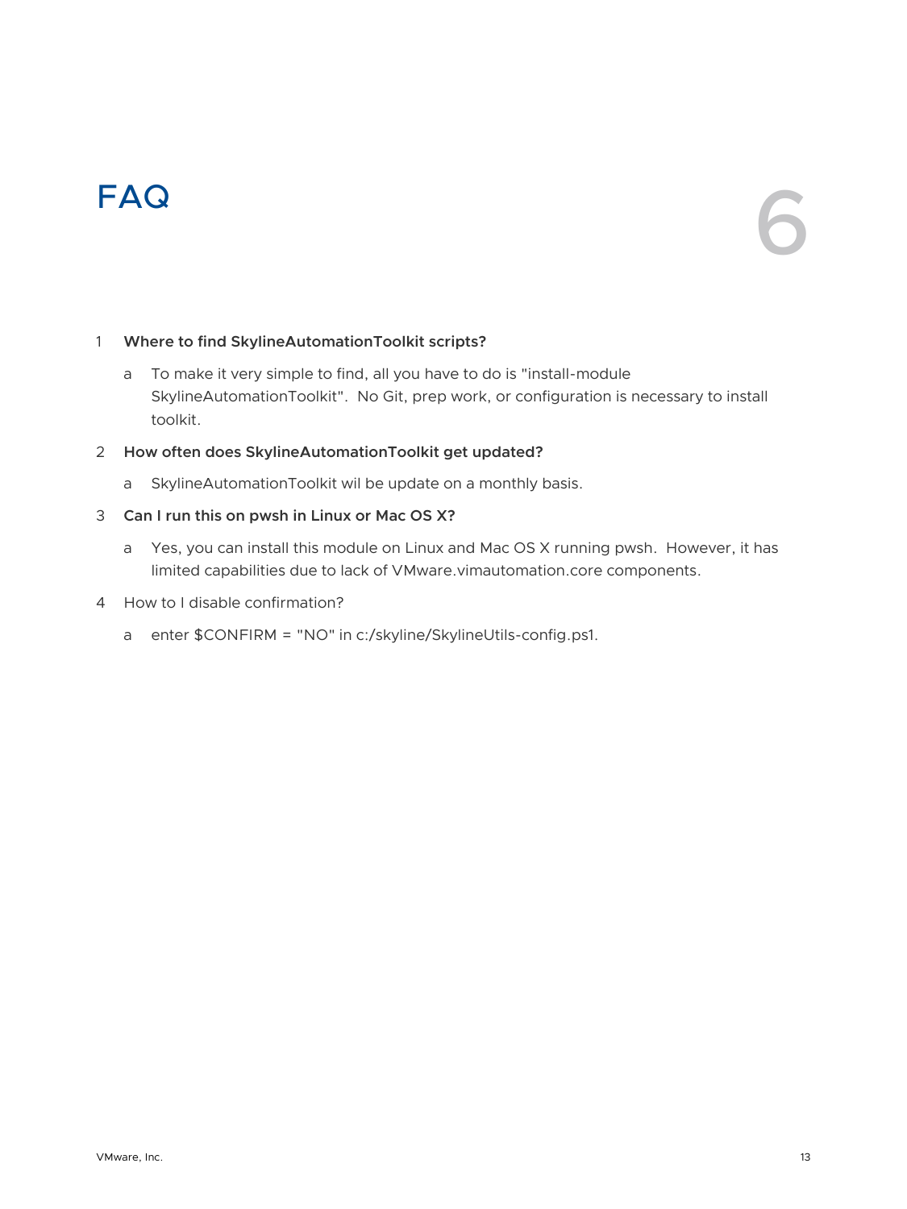# FAQ

6

1. **Where to find SkylineAutomationToolkit scripts?**
   a. To make it very simple to find, all you have to do is "install-module SkylineAutomationToolkit". No Git, prep work, or configuration is necessary to install toolkit.
2. **How often does SkylineAutomationToolkit get updated?**
   a. SkylineAutomationToolkit wil be update on a monthly basis.
3. **Can I run this on pwsh in Linux or Mac OS X?**
   a. Yes, you can install this module on Linux and Mac OS X running pwsh. However, it has limited capabilities due to lack of VMware.vimautomation.core components.
4. How to I disable confirmation?
   a. enter $CONFIRM = "NO" in c:/skyline/SkylineUtils-config.ps1.